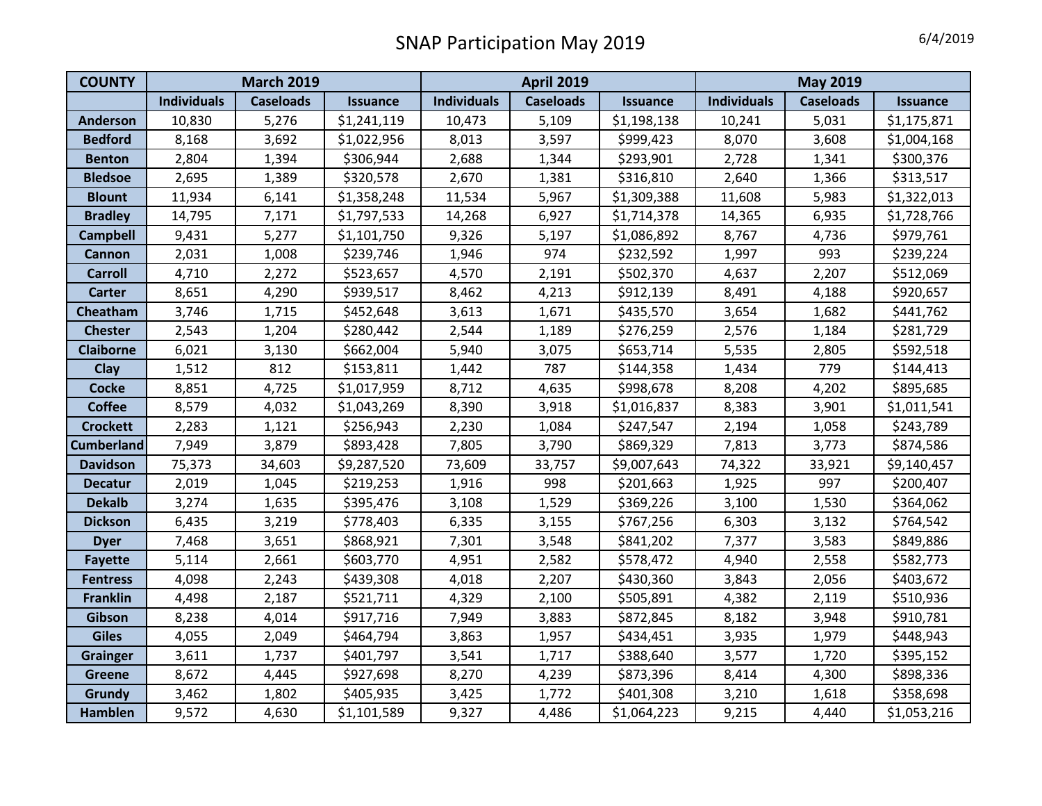# SNAP Participation May 2019

6/4/2019

| COUNTY | March 2019 | | | April 2019 | | | May 2019 | | |
|---|---|---|---|---|---|---|---|---|---|
| | Individuals | Caseloads | Issuance | Individuals | Caseloads | Issuance | Individuals | Caseloads | Issuance |
| Anderson | 10,830 | 5,276 | $1,241,119 | 10,473 | 5,109 | $1,198,138 | 10,241 | 5,031 | $1,175,871 |
| Bedford | 8,168 | 3,692 | $1,022,956 | 8,013 | 3,597 | $999,423 | 8,070 | 3,608 | $1,004,168 |
| Benton | 2,804 | 1,394 | $306,944 | 2,688 | 1,344 | $293,901 | 2,728 | 1,341 | $300,376 |
| Bledsoe | 2,695 | 1,389 | $320,578 | 2,670 | 1,381 | $316,810 | 2,640 | 1,366 | $313,517 |
| Blount | 11,934 | 6,141 | $1,358,248 | 11,534 | 5,967 | $1,309,388 | 11,608 | 5,983 | $1,322,013 |
| Bradley | 14,795 | 7,171 | $1,797,533 | 14,268 | 6,927 | $1,714,378 | 14,365 | 6,935 | $1,728,766 |
| Campbell | 9,431 | 5,277 | $1,101,750 | 9,326 | 5,197 | $1,086,892 | 8,767 | 4,736 | $979,761 |
| Cannon | 2,031 | 1,008 | $239,746 | 1,946 | 974 | $232,592 | 1,997 | 993 | $239,224 |
| Carroll | 4,710 | 2,272 | $523,657 | 4,570 | 2,191 | $502,370 | 4,637 | 2,207 | $512,069 |
| Carter | 8,651 | 4,290 | $939,517 | 8,462 | 4,213 | $912,139 | 8,491 | 4,188 | $920,657 |
| Cheatham | 3,746 | 1,715 | $452,648 | 3,613 | 1,671 | $435,570 | 3,654 | 1,682 | $441,762 |
| Chester | 2,543 | 1,204 | $280,442 | 2,544 | 1,189 | $276,259 | 2,576 | 1,184 | $281,729 |
| Claiborne | 6,021 | 3,130 | $662,004 | 5,940 | 3,075 | $653,714 | 5,535 | 2,805 | $592,518 |
| Clay | 1,512 | 812 | $153,811 | 1,442 | 787 | $144,358 | 1,434 | 779 | $144,413 |
| Cocke | 8,851 | 4,725 | $1,017,959 | 8,712 | 4,635 | $998,678 | 8,208 | 4,202 | $895,685 |
| Coffee | 8,579 | 4,032 | $1,043,269 | 8,390 | 3,918 | $1,016,837 | 8,383 | 3,901 | $1,011,541 |
| Crockett | 2,283 | 1,121 | $256,943 | 2,230 | 1,084 | $247,547 | 2,194 | 1,058 | $243,789 |
| Cumberland | 7,949 | 3,879 | $893,428 | 7,805 | 3,790 | $869,329 | 7,813 | 3,773 | $874,586 |
| Davidson | 75,373 | 34,603 | $9,287,520 | 73,609 | 33,757 | $9,007,643 | 74,322 | 33,921 | $9,140,457 |
| Decatur | 2,019 | 1,045 | $219,253 | 1,916 | 998 | $201,663 | 1,925 | 997 | $200,407 |
| Dekalb | 3,274 | 1,635 | $395,476 | 3,108 | 1,529 | $369,226 | 3,100 | 1,530 | $364,062 |
| Dickson | 6,435 | 3,219 | $778,403 | 6,335 | 3,155 | $767,256 | 6,303 | 3,132 | $764,542 |
| Dyer | 7,468 | 3,651 | $868,921 | 7,301 | 3,548 | $841,202 | 7,377 | 3,583 | $849,886 |
| Fayette | 5,114 | 2,661 | $603,770 | 4,951 | 2,582 | $578,472 | 4,940 | 2,558 | $582,773 |
| Fentress | 4,098 | 2,243 | $439,308 | 4,018 | 2,207 | $430,360 | 3,843 | 2,056 | $403,672 |
| Franklin | 4,498 | 2,187 | $521,711 | 4,329 | 2,100 | $505,891 | 4,382 | 2,119 | $510,936 |
| Gibson | 8,238 | 4,014 | $917,716 | 7,949 | 3,883 | $872,845 | 8,182 | 3,948 | $910,781 |
| Giles | 4,055 | 2,049 | $464,794 | 3,863 | 1,957 | $434,451 | 3,935 | 1,979 | $448,943 |
| Grainger | 3,611 | 1,737 | $401,797 | 3,541 | 1,717 | $388,640 | 3,577 | 1,720 | $395,152 |
| Greene | 8,672 | 4,445 | $927,698 | 8,270 | 4,239 | $873,396 | 8,414 | 4,300 | $898,336 |
| Grundy | 3,462 | 1,802 | $405,935 | 3,425 | 1,772 | $401,308 | 3,210 | 1,618 | $358,698 |
| Hamblen | 9,572 | 4,630 | $1,101,589 | 9,327 | 4,486 | $1,064,223 | 9,215 | 4,440 | $1,053,216 |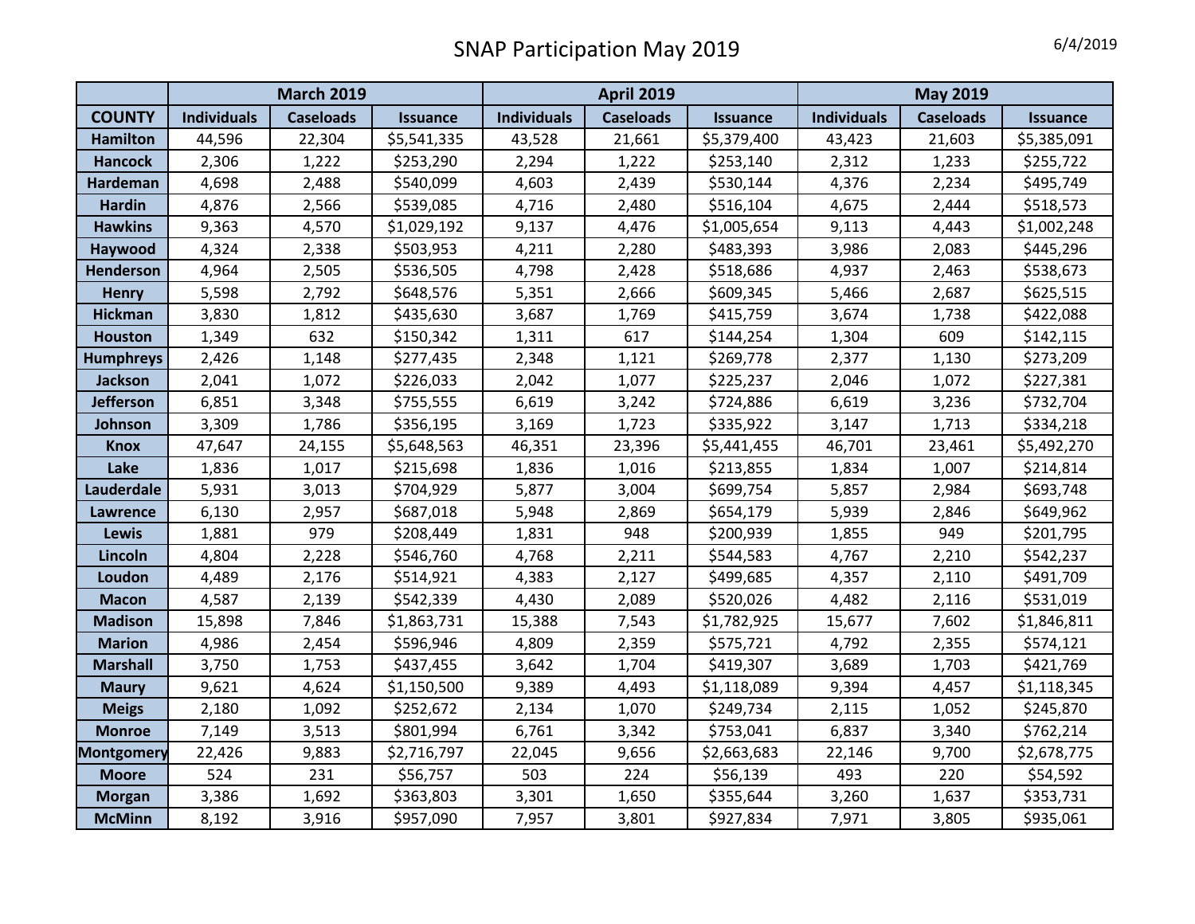# SNAP Participation May 2019

6/4/2019

| | March 2019 | | | April 2019 | | | May 2019 | | |
|---|---|---|---|---|---|---|---|---|---|
| **COUNTY** | **Individuals** | **Caseloads** | **Issuance** | **Individuals** | **Caseloads** | **Issuance** | **Individuals** | **Caseloads** | **Issuance** |
| **Hamilton** | 44,596 | 22,304 | $5,541,335 | 43,528 | 21,661 | $5,379,400 | 43,423 | 21,603 | $5,385,091 |
| **Hancock** | 2,306 | 1,222 | $253,290 | 2,294 | 1,222 | $253,140 | 2,312 | 1,233 | $255,722 |
| **Hardeman** | 4,698 | 2,488 | $540,099 | 4,603 | 2,439 | $530,144 | 4,376 | 2,234 | $495,749 |
| **Hardin** | 4,876 | 2,566 | $539,085 | 4,716 | 2,480 | $516,104 | 4,675 | 2,444 | $518,573 |
| **Hawkins** | 9,363 | 4,570 | $1,029,192 | 9,137 | 4,476 | $1,005,654 | 9,113 | 4,443 | $1,002,248 |
| **Haywood** | 4,324 | 2,338 | $503,953 | 4,211 | 2,280 | $483,393 | 3,986 | 2,083 | $445,296 |
| **Henderson** | 4,964 | 2,505 | $536,505 | 4,798 | 2,428 | $518,686 | 4,937 | 2,463 | $538,673 |
| **Henry** | 5,598 | 2,792 | $648,576 | 5,351 | 2,666 | $609,345 | 5,466 | 2,687 | $625,515 |
| **Hickman** | 3,830 | 1,812 | $435,630 | 3,687 | 1,769 | $415,759 | 3,674 | 1,738 | $422,088 |
| **Houston** | 1,349 | 632 | $150,342 | 1,311 | 617 | $144,254 | 1,304 | 609 | $142,115 |
| **Humphreys** | 2,426 | 1,148 | $277,435 | 2,348 | 1,121 | $269,778 | 2,377 | 1,130 | $273,209 |
| **Jackson** | 2,041 | 1,072 | $226,033 | 2,042 | 1,077 | $225,237 | 2,046 | 1,072 | $227,381 |
| **Jefferson** | 6,851 | 3,348 | $755,555 | 6,619 | 3,242 | $724,886 | 6,619 | 3,236 | $732,704 |
| **Johnson** | 3,309 | 1,786 | $356,195 | 3,169 | 1,723 | $335,922 | 3,147 | 1,713 | $334,218 |
| **Knox** | 47,647 | 24,155 | $5,648,563 | 46,351 | 23,396 | $5,441,455 | 46,701 | 23,461 | $5,492,270 |
| **Lake** | 1,836 | 1,017 | $215,698 | 1,836 | 1,016 | $213,855 | 1,834 | 1,007 | $214,814 |
| **Lauderdale** | 5,931 | 3,013 | $704,929 | 5,877 | 3,004 | $699,754 | 5,857 | 2,984 | $693,748 |
| **Lawrence** | 6,130 | 2,957 | $687,018 | 5,948 | 2,869 | $654,179 | 5,939 | 2,846 | $649,962 |
| **Lewis** | 1,881 | 979 | $208,449 | 1,831 | 948 | $200,939 | 1,855 | 949 | $201,795 |
| **Lincoln** | 4,804 | 2,228 | $546,760 | 4,768 | 2,211 | $544,583 | 4,767 | 2,210 | $542,237 |
| **Loudon** | 4,489 | 2,176 | $514,921 | 4,383 | 2,127 | $499,685 | 4,357 | 2,110 | $491,709 |
| **Macon** | 4,587 | 2,139 | $542,339 | 4,430 | 2,089 | $520,026 | 4,482 | 2,116 | $531,019 |
| **Madison** | 15,898 | 7,846 | $1,863,731 | 15,388 | 7,543 | $1,782,925 | 15,677 | 7,602 | $1,846,811 |
| **Marion** | 4,986 | 2,454 | $596,946 | 4,809 | 2,359 | $575,721 | 4,792 | 2,355 | $574,121 |
| **Marshall** | 3,750 | 1,753 | $437,455 | 3,642 | 1,704 | $419,307 | 3,689 | 1,703 | $421,769 |
| **Maury** | 9,621 | 4,624 | $1,150,500 | 9,389 | 4,493 | $1,118,089 | 9,394 | 4,457 | $1,118,345 |
| **Meigs** | 2,180 | 1,092 | $252,672 | 2,134 | 1,070 | $249,734 | 2,115 | 1,052 | $245,870 |
| **Monroe** | 7,149 | 3,513 | $801,994 | 6,761 | 3,342 | $753,041 | 6,837 | 3,340 | $762,214 |
| **Montgomery** | 22,426 | 9,883 | $2,716,797 | 22,045 | 9,656 | $2,663,683 | 22,146 | 9,700 | $2,678,775 |
| **Moore** | 524 | 231 | $56,757 | 503 | 224 | $56,139 | 493 | 220 | $54,592 |
| **Morgan** | 3,386 | 1,692 | $363,803 | 3,301 | 1,650 | $355,644 | 3,260 | 1,637 | $353,731 |
| **McMinn** | 8,192 | 3,916 | $957,090 | 7,957 | 3,801 | $927,834 | 7,971 | 3,805 | $935,061 |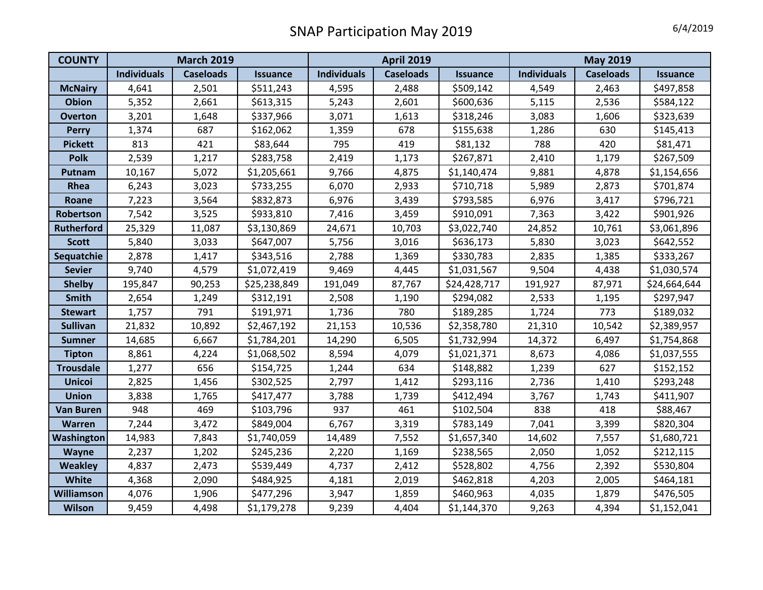# SNAP Participation May 2019

6/4/2019

| COUNTY | March 2019 | | | April 2019 | | | May 2019 | | |
|---|---|---|---|---|---|---|---|---|---|
| | Individuals | Caseloads | Issuance | Individuals | Caseloads | Issuance | Individuals | Caseloads | Issuance |
| McNairy | 4,641 | 2,501 | $511,243 | 4,595 | 2,488 | $509,142 | 4,549 | 2,463 | $497,858 |
| Obion | 5,352 | 2,661 | $613,315 | 5,243 | 2,601 | $600,636 | 5,115 | 2,536 | $584,122 |
| Overton | 3,201 | 1,648 | $337,966 | 3,071 | 1,613 | $318,246 | 3,083 | 1,606 | $323,639 |
| Perry | 1,374 | 687 | $162,062 | 1,359 | 678 | $155,638 | 1,286 | 630 | $145,413 |
| Pickett | 813 | 421 | $83,644 | 795 | 419 | $81,132 | 788 | 420 | $81,471 |
| Polk | 2,539 | 1,217 | $283,758 | 2,419 | 1,173 | $267,871 | 2,410 | 1,179 | $267,509 |
| Putnam | 10,167 | 5,072 | $1,205,661 | 9,766 | 4,875 | $1,140,474 | 9,881 | 4,878 | $1,154,656 |
| Rhea | 6,243 | 3,023 | $733,255 | 6,070 | 2,933 | $710,718 | 5,989 | 2,873 | $701,874 |
| Roane | 7,223 | 3,564 | $832,873 | 6,976 | 3,439 | $793,585 | 6,976 | 3,417 | $796,721 |
| Robertson | 7,542 | 3,525 | $933,810 | 7,416 | 3,459 | $910,091 | 7,363 | 3,422 | $901,926 |
| Rutherford | 25,329 | 11,087 | $3,130,869 | 24,671 | 10,703 | $3,022,740 | 24,852 | 10,761 | $3,061,896 |
| Scott | 5,840 | 3,033 | $647,007 | 5,756 | 3,016 | $636,173 | 5,830 | 3,023 | $642,552 |
| Sequatchie | 2,878 | 1,417 | $343,516 | 2,788 | 1,369 | $330,783 | 2,835 | 1,385 | $333,267 |
| Sevier | 9,740 | 4,579 | $1,072,419 | 9,469 | 4,445 | $1,031,567 | 9,504 | 4,438 | $1,030,574 |
| Shelby | 195,847 | 90,253 | $25,238,849 | 191,049 | 87,767 | $24,428,717 | 191,927 | 87,971 | $24,664,644 |
| Smith | 2,654 | 1,249 | $312,191 | 2,508 | 1,190 | $294,082 | 2,533 | 1,195 | $297,947 |
| Stewart | 1,757 | 791 | $191,971 | 1,736 | 780 | $189,285 | 1,724 | 773 | $189,032 |
| Sullivan | 21,832 | 10,892 | $2,467,192 | 21,153 | 10,536 | $2,358,780 | 21,310 | 10,542 | $2,389,957 |
| Sumner | 14,685 | 6,667 | $1,784,201 | 14,290 | 6,505 | $1,732,994 | 14,372 | 6,497 | $1,754,868 |
| Tipton | 8,861 | 4,224 | $1,068,502 | 8,594 | 4,079 | $1,021,371 | 8,673 | 4,086 | $1,037,555 |
| Trousdale | 1,277 | 656 | $154,725 | 1,244 | 634 | $148,882 | 1,239 | 627 | $152,152 |
| Unicoi | 2,825 | 1,456 | $302,525 | 2,797 | 1,412 | $293,116 | 2,736 | 1,410 | $293,248 |
| Union | 3,838 | 1,765 | $417,477 | 3,788 | 1,739 | $412,494 | 3,767 | 1,743 | $411,907 |
| Van Buren | 948 | 469 | $103,796 | 937 | 461 | $102,504 | 838 | 418 | $88,467 |
| Warren | 7,244 | 3,472 | $849,004 | 6,767 | 3,319 | $783,149 | 7,041 | 3,399 | $820,304 |
| Washington | 14,983 | 7,843 | $1,740,059 | 14,489 | 7,552 | $1,657,340 | 14,602 | 7,557 | $1,680,721 |
| Wayne | 2,237 | 1,202 | $245,236 | 2,220 | 1,169 | $238,565 | 2,050 | 1,052 | $212,115 |
| Weakley | 4,837 | 2,473 | $539,449 | 4,737 | 2,412 | $528,802 | 4,756 | 2,392 | $530,804 |
| White | 4,368 | 2,090 | $484,925 | 4,181 | 2,019 | $462,818 | 4,203 | 2,005 | $464,181 |
| Williamson | 4,076 | 1,906 | $477,296 | 3,947 | 1,859 | $460,963 | 4,035 | 1,879 | $476,505 |
| Wilson | 9,459 | 4,498 | $1,179,278 | 9,239 | 4,404 | $1,144,370 | 9,263 | 4,394 | $1,152,041 |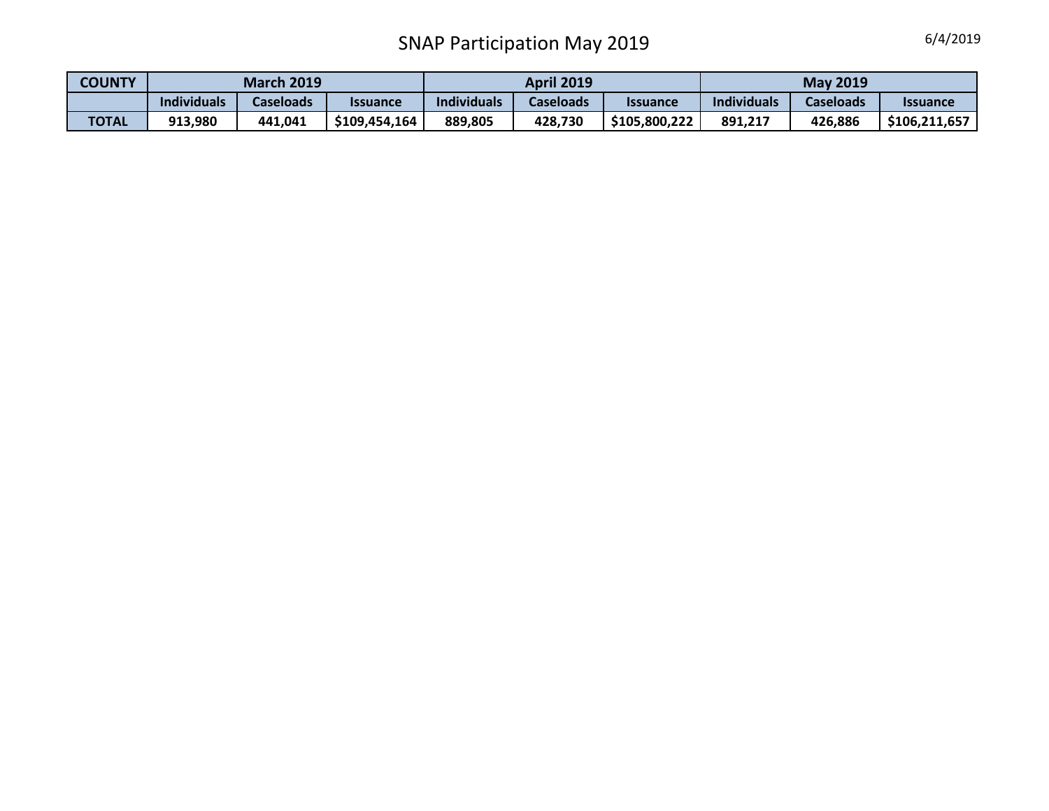# SNAP Participation May 2019

6/4/2019

| COUNTY | March 2019 | | | April 2019 | | | May 2019 | | |
|---|---|---|---|---|---|---|---|---|---|
| | Individuals | Caseloads | Issuance | Individuals | Caseloads | Issuance | Individuals | Caseloads | Issuance |
| TOTAL | 913,980 | 441,041 | $109,454,164 | 889,805 | 428,730 | $105,800,222 | 891,217 | 426,886 | $106,211,657 |